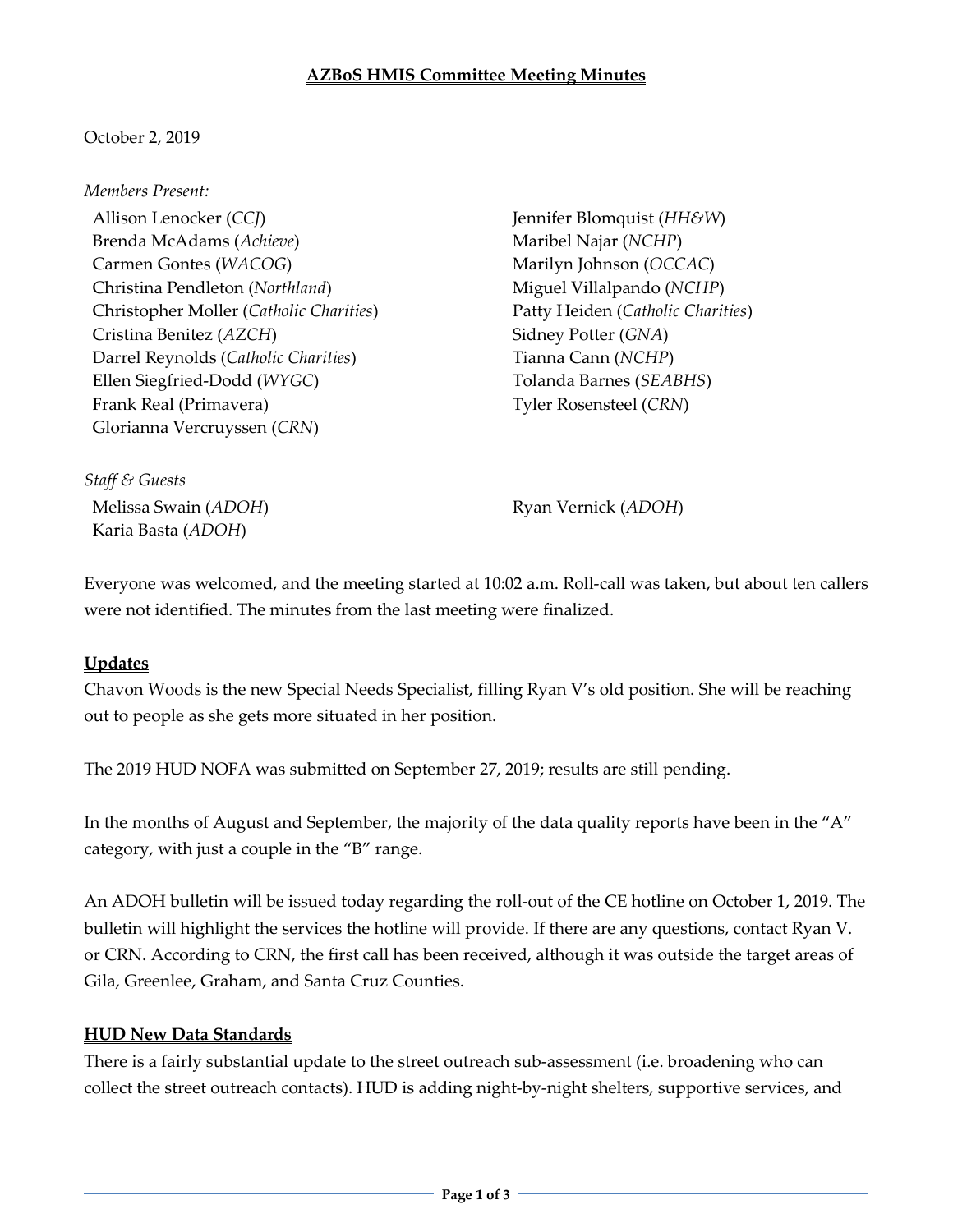# AZBoS HMIS Committee Meeting Minutes

October 2, 2019

*Members Present:*

- Allison Lenocker (*CCJ*)
- Brenda McAdams (*Achieve*)
- Carmen Gontes (*WACOG*)
- Christina Pendleton (*Northland*)
- Christopher Moller (*Catholic Charities*)
- Cristina Benitez (*AZCH*)
- Darrel Reynolds (*Catholic Charities*)
- Ellen Siegfried-Dodd (*WYGC*)
- Frank Real (Primavera)
- Glorianna Vercruyssen (*CRN*)
- Jennifer Blomquist (*HH&W*)
- Maribel Najar (*NCHP*)
- Marilyn Johnson (*OCCAC*)
- Miguel Villalpando (*NCHP*)
- Patty Heiden (*Catholic Charities*)
- Sidney Potter (*GNA*)
- Tianna Cann (*NCHP*)
- Tolanda Barnes (*SEABHS*)
- Tyler Rosensteel (*CRN*)

*Staff & Guests*

- Melissa Swain (*ADOH*)
- Karia Basta (*ADOH*)
- Ryan Vernick (*ADOH*)

Everyone was welcomed, and the meeting started at 10:02 a.m. Roll-call was taken, but about ten callers were not identified. The minutes from the last meeting were finalized.

## Updates

Chavon Woods is the new Special Needs Specialist, filling Ryan V's old position. She will be reaching out to people as she gets more situated in her position.

The 2019 HUD NOFA was submitted on September 27, 2019; results are still pending.

In the months of August and September, the majority of the data quality reports have been in the "A" category, with just a couple in the "B" range.

An ADOH bulletin will be issued today regarding the roll-out of the CE hotline on October 1, 2019. The bulletin will highlight the services the hotline will provide. If there are any questions, contact Ryan V. or CRN. According to CRN, the first call has been received, although it was outside the target areas of Gila, Greenlee, Graham, and Santa Cruz Counties.

## HUD New Data Standards

There is a fairly substantial update to the street outreach sub-assessment (i.e. broadening who can collect the street outreach contacts). HUD is adding night-by-night shelters, supportive services, and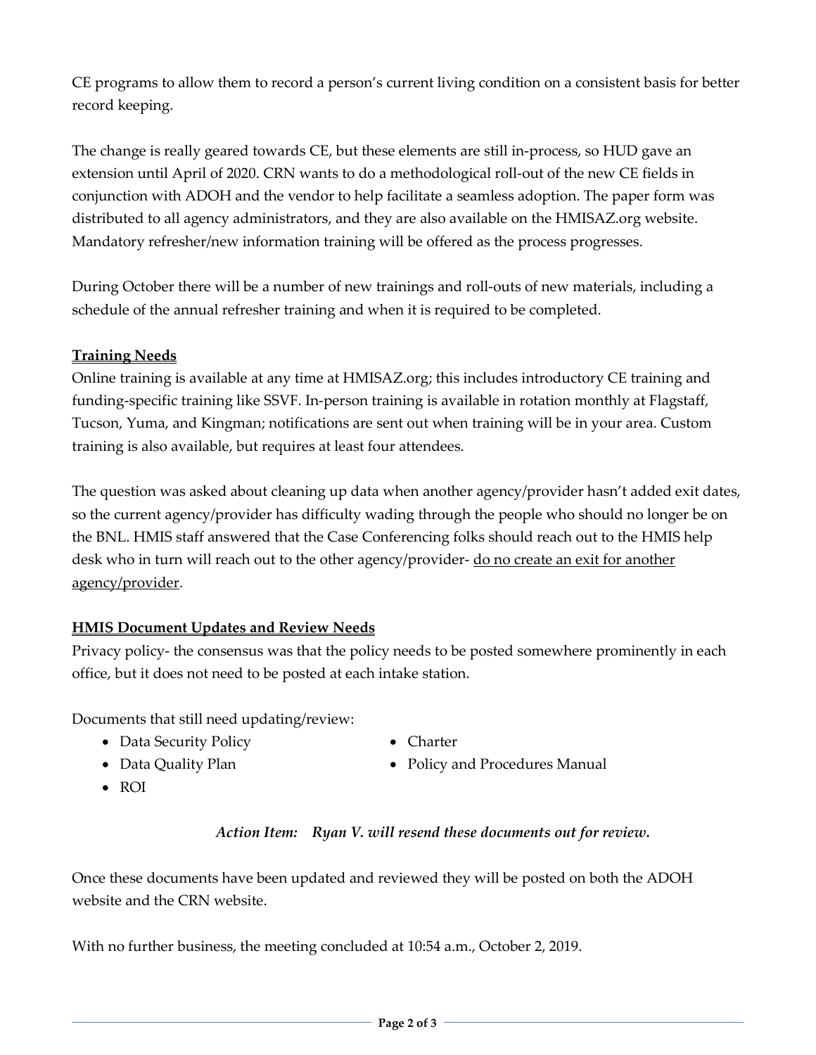CE programs to allow them to record a person's current living condition on a consistent basis for better record keeping.

The change is really geared towards CE, but these elements are still in-process, so HUD gave an extension until April of 2020. CRN wants to do a methodological roll-out of the new CE fields in conjunction with ADOH and the vendor to help facilitate a seamless adoption. The paper form was distributed to all agency administrators, and they are also available on the HMISAZ.org website. Mandatory refresher/new information training will be offered as the process progresses.

During October there will be a number of new trainings and roll-outs of new materials, including a schedule of the annual refresher training and when it is required to be completed.

**Training Needs**

Online training is available at any time at HMISAZ.org; this includes introductory CE training and funding-specific training like SSVF. In-person training is available in rotation monthly at Flagstaff, Tucson, Yuma, and Kingman; notifications are sent out when training will be in your area. Custom training is also available, but requires at least four attendees.

The question was asked about cleaning up data when another agency/provider hasn't added exit dates, so the current agency/provider has difficulty wading through the people who should no longer be on the BNL. HMIS staff answered that the Case Conferencing folks should reach out to the HMIS help desk who in turn will reach out to the other agency/provider- <u>do no create an exit for another agency/provider</u>.

**HMIS Document Updates and Review Needs**

Privacy policy- the consensus was that the policy needs to be posted somewhere prominently in each office, but it does not need to be posted at each intake station.

Documents that still need updating/review:

- Data Security Policy
- Data Quality Plan
- ROI
- Charter
- Policy and Procedures Manual

*Action Item: Ryan V. will resend these documents out for review.*

Once these documents have been updated and reviewed they will be posted on both the ADOH website and the CRN website.

With no further business, the meeting concluded at 10:54 a.m., October 2, 2019.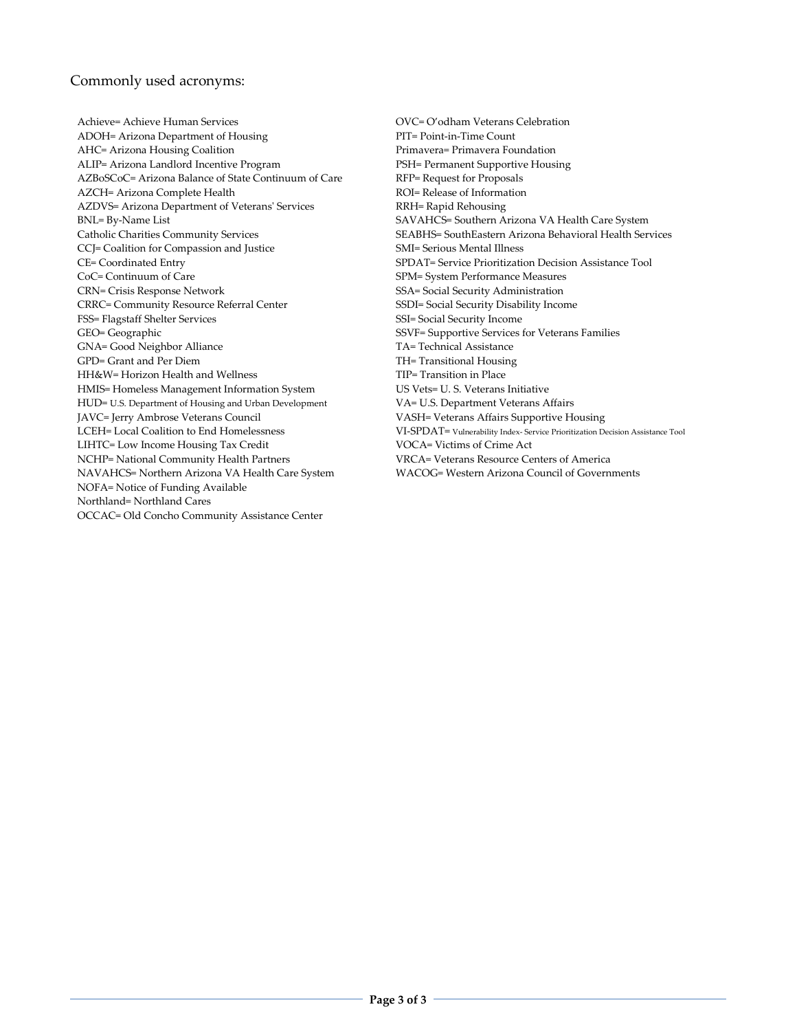## Commonly used acronyms:

Achieve= Achieve Human Services
ADOH= Arizona Department of Housing
AHC= Arizona Housing Coalition
ALIP= Arizona Landlord Incentive Program
AZBoSCoC= Arizona Balance of State Continuum of Care
AZCH= Arizona Complete Health
AZDVS= Arizona Department of Veterans' Services
BNL= By-Name List
Catholic Charities Community Services
CCJ= Coalition for Compassion and Justice
CE= Coordinated Entry
CoC= Continuum of Care
CRN= Crisis Response Network
CRRC= Community Resource Referral Center
FSS= Flagstaff Shelter Services
GEO= Geographic
GNA= Good Neighbor Alliance
GPD= Grant and Per Diem
HH&W= Horizon Health and Wellness
HMIS= Homeless Management Information System
HUD= U.S. Department of Housing and Urban Development
JAVC= Jerry Ambrose Veterans Council
LCEH= Local Coalition to End Homelessness
LIHTC= Low Income Housing Tax Credit
NCHP= National Community Health Partners
NAVAHCS= Northern Arizona VA Health Care System
NOFA= Notice of Funding Available
Northland= Northland Cares
OCCAC= Old Concho Community Assistance Center
OVC= O'odham Veterans Celebration
PIT= Point-in-Time Count
Primavera= Primavera Foundation
PSH= Permanent Supportive Housing
RFP= Request for Proposals
ROI= Release of Information
RRH= Rapid Rehousing
SAVAHCS= Southern Arizona VA Health Care System
SEABHS= SouthEastern Arizona Behavioral Health Services
SMI= Serious Mental Illness
SPDAT= Service Prioritization Decision Assistance Tool
SPM= System Performance Measures
SSA= Social Security Administration
SSDI= Social Security Disability Income
SSI= Social Security Income
SSVF= Supportive Services for Veterans Families
TA= Technical Assistance
TH= Transitional Housing
TIP= Transition in Place
US Vets= U. S. Veterans Initiative
VA= U.S. Department Veterans Affairs
VASH= Veterans Affairs Supportive Housing
VI-SPDAT= Vulnerability Index- Service Prioritization Decision Assistance Tool
VOCA= Victims of Crime Act
VRCA= Veterans Resource Centers of America
WACOG= Western Arizona Council of Governments